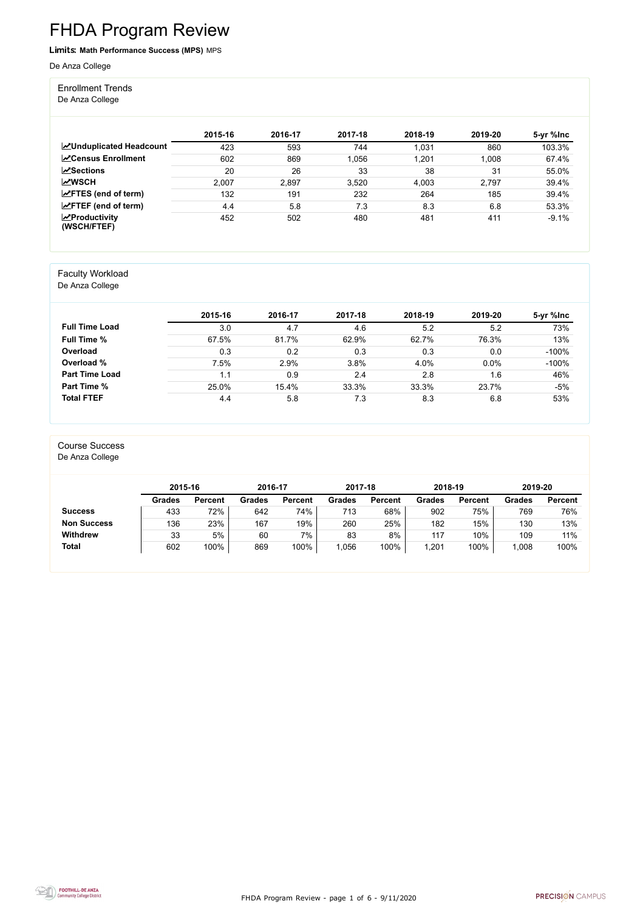# FHDA Program Review

**Limits: Math Performance Success (MPS)** MPS

De Anza College

## Enrollment Trends

De Anza College

| | 2015-16 | 2016-17 | 2017-18 | 2018-19 | 2019-20 | 5-yr %Inc |
|---|---|---|---|---|---|---|
| **Unduplicated Headcount** | 423 | 593 | 744 | 1,031 | 860 | 103.3% |
| **Census Enrollment** | 602 | 869 | 1,056 | 1,201 | 1,008 | 67.4% |
| **Sections** | 20 | 26 | 33 | 38 | 31 | 55.0% |
| **WSCH** | 2,007 | 2,897 | 3,520 | 4,003 | 2,797 | 39.4% |
| **FTES (end of term)** | 132 | 191 | 232 | 264 | 185 | 39.4% |
| **FTEF (end of term)** | 4.4 | 5.8 | 7.3 | 8.3 | 6.8 | 53.3% |
| **Productivity (WSCH/FTEF)** | 452 | 502 | 480 | 481 | 411 | -9.1% |

## Faculty Workload

De Anza College

| | 2015-16 | 2016-17 | 2017-18 | 2018-19 | 2019-20 | 5-yr %Inc |
|---|---|---|---|---|---|---|
| **Full Time Load** | 3.0 | 4.7 | 4.6 | 5.2 | 5.2 | 73% |
| **Full Time %** | 67.5% | 81.7% | 62.9% | 62.7% | 76.3% | 13% |
| **Overload** | 0.3 | 0.2 | 0.3 | 0.3 | 0.0 | -100% |
| **Overload %** | 7.5% | 2.9% | 3.8% | 4.0% | 0.0% | -100% |
| **Part Time Load** | 1.1 | 0.9 | 2.4 | 2.8 | 1.6 | 46% |
| **Part Time %** | 25.0% | 15.4% | 33.3% | 33.3% | 23.7% | -5% |
| **Total FTEF** | 4.4 | 5.8 | 7.3 | 8.3 | 6.8 | 53% |

## Course Success

De Anza College

| | 2015-16 | | 2016-17 | | 2017-18 | | 2018-19 | | 2019-20 | |
|---|---|---|---|---|---|---|---|---|---|---|
| | **Grades** | **Percent** | **Grades** | **Percent** | **Grades** | **Percent** | **Grades** | **Percent** | **Grades** | **Percent** |
| **Success** | 433 | 72% | 642 | 74% | 713 | 68% | 902 | 75% | 769 | 76% |
| **Non Success** | 136 | 23% | 167 | 19% | 260 | 25% | 182 | 15% | 130 | 13% |
| **Withdrew** | 33 | 5% | 60 | 7% | 83 | 8% | 117 | 10% | 109 | 11% |
| **Total** | 602 | 100% | 869 | 100% | 1,056 | 100% | 1,201 | 100% | 1,008 | 100% |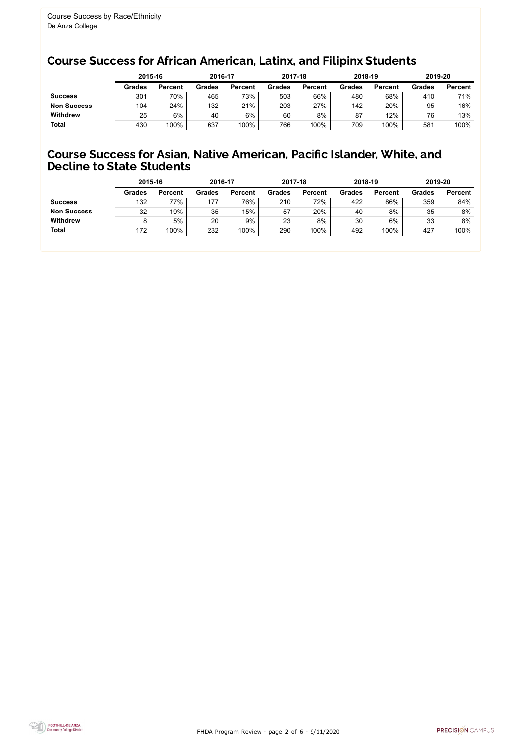Course Success by Race/Ethnicity
De Anza College

## Course Success for African American, Latinx, and Filipinx Students

| | 2015-16 | | 2016-17 | | 2017-18 | | 2018-19 | | 2019-20 | |
|---|---|---|---|---|---|---|---|---|---|---|
| | Grades | Percent | Grades | Percent | Grades | Percent | Grades | Percent | Grades | Percent |
| **Success** | 301 | 70% | 465 | 73% | 503 | 66% | 480 | 68% | 410 | 71% |
| **Non Success** | 104 | 24% | 132 | 21% | 203 | 27% | 142 | 20% | 95 | 16% |
| **Withdrew** | 25 | 6% | 40 | 6% | 60 | 8% | 87 | 12% | 76 | 13% |
| **Total** | 430 | 100% | 637 | 100% | 766 | 100% | 709 | 100% | 581 | 100% |

## Course Success for Asian, Native American, Pacific Islander, White, and Decline to State Students

| | 2015-16 | | 2016-17 | | 2017-18 | | 2018-19 | | 2019-20 | |
|---|---|---|---|---|---|---|---|---|---|---|
| | Grades | Percent | Grades | Percent | Grades | Percent | Grades | Percent | Grades | Percent |
| **Success** | 132 | 77% | 177 | 76% | 210 | 72% | 422 | 86% | 359 | 84% |
| **Non Success** | 32 | 19% | 35 | 15% | 57 | 20% | 40 | 8% | 35 | 8% |
| **Withdrew** | 8 | 5% | 20 | 9% | 23 | 8% | 30 | 6% | 33 | 8% |
| **Total** | 172 | 100% | 232 | 100% | 290 | 100% | 492 | 100% | 427 | 100% |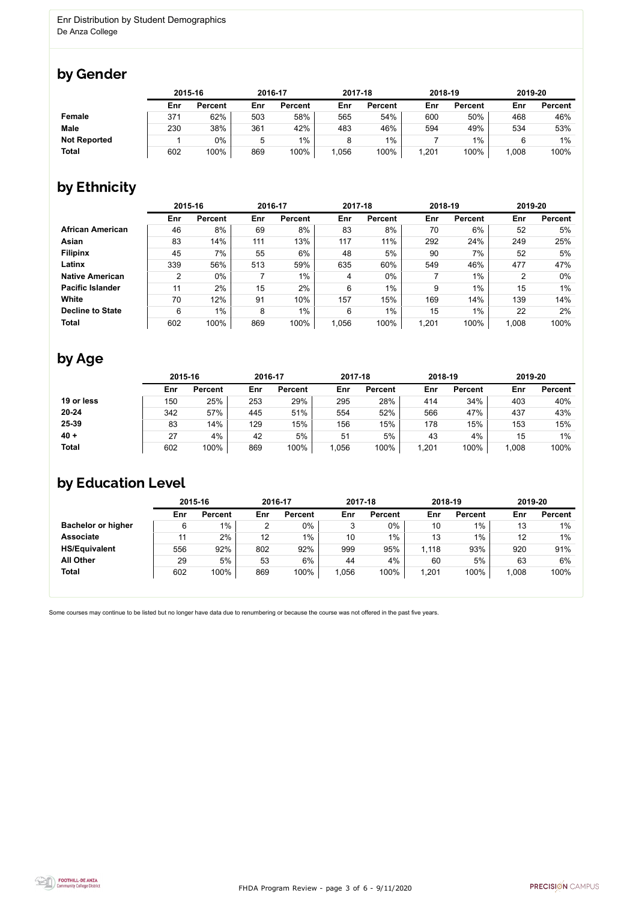Enr Distribution by Student Demographics
De Anza College

## by Gender

| | 2015-16 | | 2016-17 | | 2017-18 | | 2018-19 | | 2019-20 | |
|---|---|---|---|---|---|---|---|---|---|---|
| | Enr | Percent | Enr | Percent | Enr | Percent | Enr | Percent | Enr | Percent |
| **Female** | 371 | 62% | 503 | 58% | 565 | 54% | 600 | 50% | 468 | 46% |
| **Male** | 230 | 38% | 361 | 42% | 483 | 46% | 594 | 49% | 534 | 53% |
| **Not Reported** | 1 | 0% | 5 | 1% | 8 | 1% | 7 | 1% | 6 | 1% |
| **Total** | 602 | 100% | 869 | 100% | 1,056 | 100% | 1,201 | 100% | 1,008 | 100% |

## by Ethnicity

| | 2015-16 | | 2016-17 | | 2017-18 | | 2018-19 | | 2019-20 | |
|---|---|---|---|---|---|---|---|---|---|---|
| | Enr | Percent | Enr | Percent | Enr | Percent | Enr | Percent | Enr | Percent |
| **African American** | 46 | 8% | 69 | 8% | 83 | 8% | 70 | 6% | 52 | 5% |
| **Asian** | 83 | 14% | 111 | 13% | 117 | 11% | 292 | 24% | 249 | 25% |
| **Filipinx** | 45 | 7% | 55 | 6% | 48 | 5% | 90 | 7% | 52 | 5% |
| **Latinx** | 339 | 56% | 513 | 59% | 635 | 60% | 549 | 46% | 477 | 47% |
| **Native American** | 2 | 0% | 7 | 1% | 4 | 0% | 7 | 1% | 2 | 0% |
| **Pacific Islander** | 11 | 2% | 15 | 2% | 6 | 1% | 9 | 1% | 15 | 1% |
| **White** | 70 | 12% | 91 | 10% | 157 | 15% | 169 | 14% | 139 | 14% |
| **Decline to State** | 6 | 1% | 8 | 1% | 6 | 1% | 15 | 1% | 22 | 2% |
| **Total** | 602 | 100% | 869 | 100% | 1,056 | 100% | 1,201 | 100% | 1,008 | 100% |

## by Age

| | 2015-16 | | 2016-17 | | 2017-18 | | 2018-19 | | 2019-20 | |
|---|---|---|---|---|---|---|---|---|---|---|
| | Enr | Percent | Enr | Percent | Enr | Percent | Enr | Percent | Enr | Percent |
| **19 or less** | 150 | 25% | 253 | 29% | 295 | 28% | 414 | 34% | 403 | 40% |
| **20-24** | 342 | 57% | 445 | 51% | 554 | 52% | 566 | 47% | 437 | 43% |
| **25-39** | 83 | 14% | 129 | 15% | 156 | 15% | 178 | 15% | 153 | 15% |
| **40 +** | 27 | 4% | 42 | 5% | 51 | 5% | 43 | 4% | 15 | 1% |
| **Total** | 602 | 100% | 869 | 100% | 1,056 | 100% | 1,201 | 100% | 1,008 | 100% |

## by Education Level

| | 2015-16 | | 2016-17 | | 2017-18 | | 2018-19 | | 2019-20 | |
|---|---|---|---|---|---|---|---|---|---|---|
| | Enr | Percent | Enr | Percent | Enr | Percent | Enr | Percent | Enr | Percent |
| **Bachelor or higher** | 6 | 1% | 2 | 0% | 3 | 0% | 10 | 1% | 13 | 1% |
| **Associate** | 11 | 2% | 12 | 1% | 10 | 1% | 13 | 1% | 12 | 1% |
| **HS/Equivalent** | 556 | 92% | 802 | 92% | 999 | 95% | 1,118 | 93% | 920 | 91% |
| **All Other** | 29 | 5% | 53 | 6% | 44 | 4% | 60 | 5% | 63 | 6% |
| **Total** | 602 | 100% | 869 | 100% | 1,056 | 100% | 1,201 | 100% | 1,008 | 100% |

Some courses may continue to be listed but no longer have data due to renumbering or because the course was not offered in the past five years.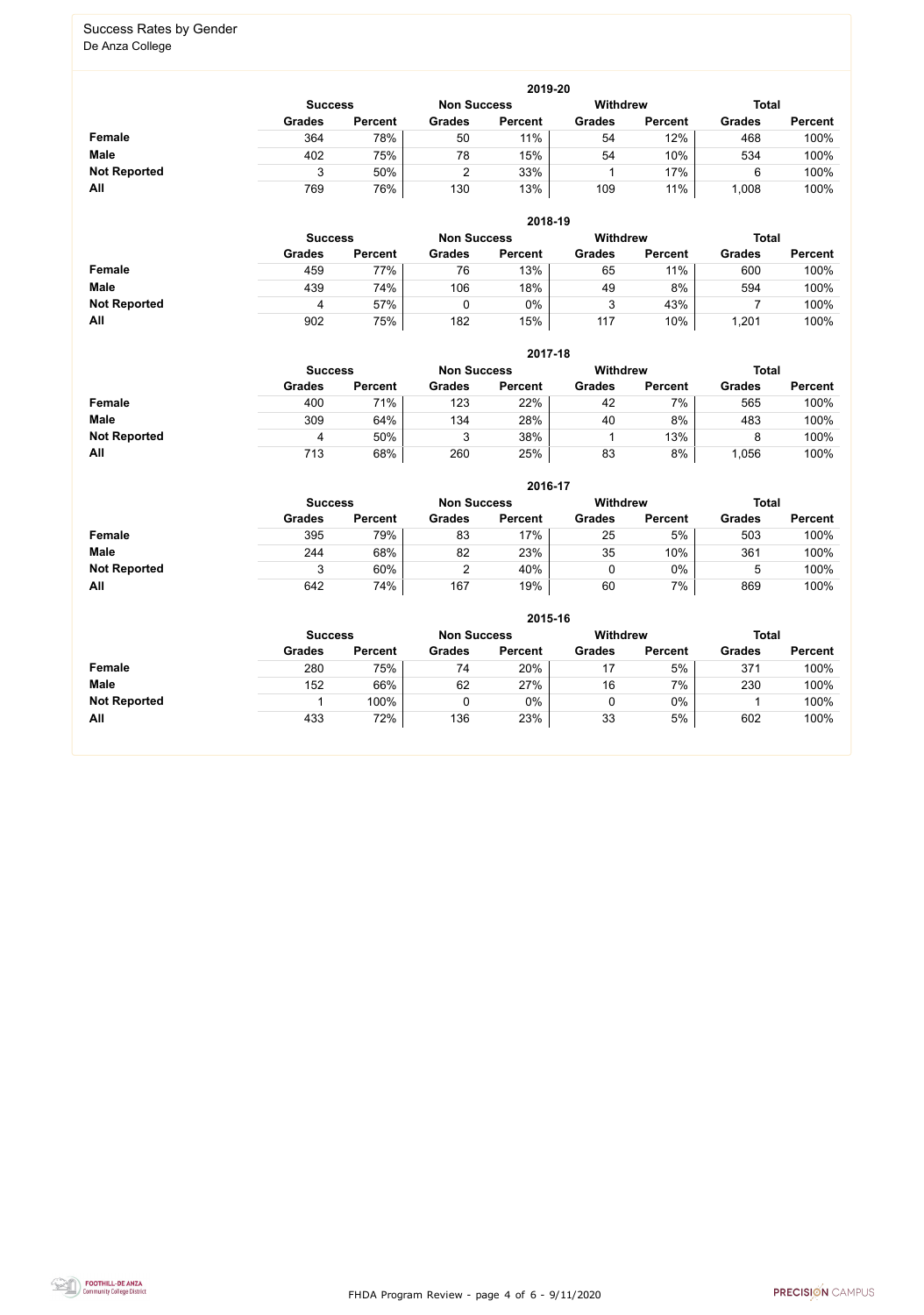## Success Rates by Gender

De Anza College

### 2019-20

| | Success | | Non Success | | Withdrew | | Total | |
|---|---|---|---|---|---|---|---|---|
| | Grades | Percent | Grades | Percent | Grades | Percent | Grades | Percent |
| **Female** | 364 | 78% | 50 | 11% | 54 | 12% | 468 | 100% |
| **Male** | 402 | 75% | 78 | 15% | 54 | 10% | 534 | 100% |
| **Not Reported** | 3 | 50% | 2 | 33% | 1 | 17% | 6 | 100% |
| **All** | 769 | 76% | 130 | 13% | 109 | 11% | 1,008 | 100% |

### 2018-19

| | Success | | Non Success | | Withdrew | | Total | |
|---|---|---|---|---|---|---|---|---|
| | Grades | Percent | Grades | Percent | Grades | Percent | Grades | Percent |
| **Female** | 459 | 77% | 76 | 13% | 65 | 11% | 600 | 100% |
| **Male** | 439 | 74% | 106 | 18% | 49 | 8% | 594 | 100% |
| **Not Reported** | 4 | 57% | 0 | 0% | 3 | 43% | 7 | 100% |
| **All** | 902 | 75% | 182 | 15% | 117 | 10% | 1,201 | 100% |

### 2017-18

| | Success | | Non Success | | Withdrew | | Total | |
|---|---|---|---|---|---|---|---|---|
| | Grades | Percent | Grades | Percent | Grades | Percent | Grades | Percent |
| **Female** | 400 | 71% | 123 | 22% | 42 | 7% | 565 | 100% |
| **Male** | 309 | 64% | 134 | 28% | 40 | 8% | 483 | 100% |
| **Not Reported** | 4 | 50% | 3 | 38% | 1 | 13% | 8 | 100% |
| **All** | 713 | 68% | 260 | 25% | 83 | 8% | 1,056 | 100% |

### 2016-17

| | Success | | Non Success | | Withdrew | | Total | |
|---|---|---|---|---|---|---|---|---|
| | Grades | Percent | Grades | Percent | Grades | Percent | Grades | Percent |
| **Female** | 395 | 79% | 83 | 17% | 25 | 5% | 503 | 100% |
| **Male** | 244 | 68% | 82 | 23% | 35 | 10% | 361 | 100% |
| **Not Reported** | 3 | 60% | 2 | 40% | 0 | 0% | 5 | 100% |
| **All** | 642 | 74% | 167 | 19% | 60 | 7% | 869 | 100% |

### 2015-16

| | Success | | Non Success | | Withdrew | | Total | |
|---|---|---|---|---|---|---|---|---|
| | Grades | Percent | Grades | Percent | Grades | Percent | Grades | Percent |
| **Female** | 280 | 75% | 74 | 20% | 17 | 5% | 371 | 100% |
| **Male** | 152 | 66% | 62 | 27% | 16 | 7% | 230 | 100% |
| **Not Reported** | 1 | 100% | 0 | 0% | 0 | 0% | 1 | 100% |
| **All** | 433 | 72% | 136 | 23% | 33 | 5% | 602 | 100% |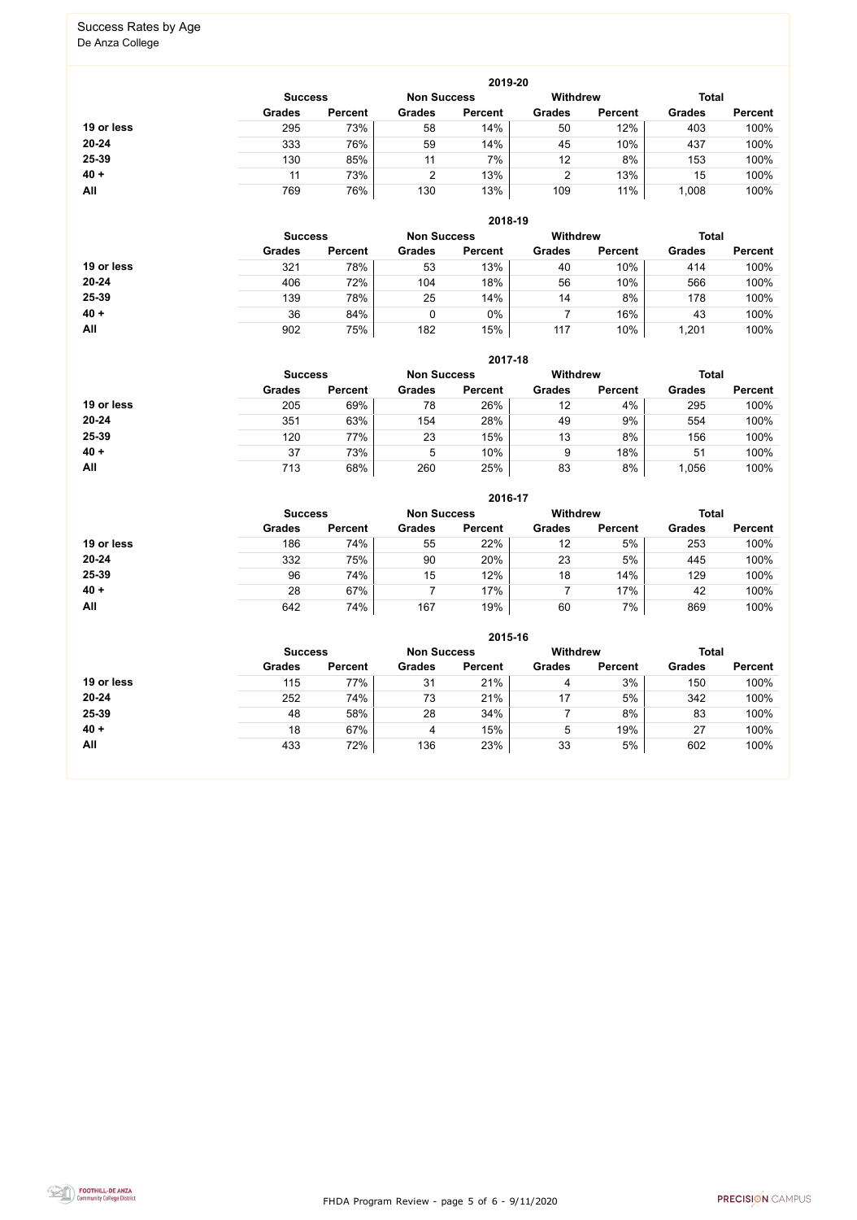# Success Rates by Age

De Anza College

### 2019-20

| | Success | | Non Success | | Withdrew | | Total | |
|---|---|---|---|---|---|---|---|---|
| | Grades | Percent | Grades | Percent | Grades | Percent | Grades | Percent |
| **19 or less** | 295 | 73% | 58 | 14% | 50 | 12% | 403 | 100% |
| **20-24** | 333 | 76% | 59 | 14% | 45 | 10% | 437 | 100% |
| **25-39** | 130 | 85% | 11 | 7% | 12 | 8% | 153 | 100% |
| **40 +** | 11 | 73% | 2 | 13% | 2 | 13% | 15 | 100% |
| **All** | 769 | 76% | 130 | 13% | 109 | 11% | 1,008 | 100% |

### 2018-19

| | Success | | Non Success | | Withdrew | | Total | |
|---|---|---|---|---|---|---|---|---|
| | Grades | Percent | Grades | Percent | Grades | Percent | Grades | Percent |
| **19 or less** | 321 | 78% | 53 | 13% | 40 | 10% | 414 | 100% |
| **20-24** | 406 | 72% | 104 | 18% | 56 | 10% | 566 | 100% |
| **25-39** | 139 | 78% | 25 | 14% | 14 | 8% | 178 | 100% |
| **40 +** | 36 | 84% | 0 | 0% | 7 | 16% | 43 | 100% |
| **All** | 902 | 75% | 182 | 15% | 117 | 10% | 1,201 | 100% |

### 2017-18

| | Success | | Non Success | | Withdrew | | Total | |
|---|---|---|---|---|---|---|---|---|
| | Grades | Percent | Grades | Percent | Grades | Percent | Grades | Percent |
| **19 or less** | 205 | 69% | 78 | 26% | 12 | 4% | 295 | 100% |
| **20-24** | 351 | 63% | 154 | 28% | 49 | 9% | 554 | 100% |
| **25-39** | 120 | 77% | 23 | 15% | 13 | 8% | 156 | 100% |
| **40 +** | 37 | 73% | 5 | 10% | 9 | 18% | 51 | 100% |
| **All** | 713 | 68% | 260 | 25% | 83 | 8% | 1,056 | 100% |

### 2016-17

| | Success | | Non Success | | Withdrew | | Total | |
|---|---|---|---|---|---|---|---|---|
| | Grades | Percent | Grades | Percent | Grades | Percent | Grades | Percent |
| **19 or less** | 186 | 74% | 55 | 22% | 12 | 5% | 253 | 100% |
| **20-24** | 332 | 75% | 90 | 20% | 23 | 5% | 445 | 100% |
| **25-39** | 96 | 74% | 15 | 12% | 18 | 14% | 129 | 100% |
| **40 +** | 28 | 67% | 7 | 17% | 7 | 17% | 42 | 100% |
| **All** | 642 | 74% | 167 | 19% | 60 | 7% | 869 | 100% |

### 2015-16

| | Success | | Non Success | | Withdrew | | Total | |
|---|---|---|---|---|---|---|---|---|
| | Grades | Percent | Grades | Percent | Grades | Percent | Grades | Percent |
| **19 or less** | 115 | 77% | 31 | 21% | 4 | 3% | 150 | 100% |
| **20-24** | 252 | 74% | 73 | 21% | 17 | 5% | 342 | 100% |
| **25-39** | 48 | 58% | 28 | 34% | 7 | 8% | 83 | 100% |
| **40 +** | 18 | 67% | 4 | 15% | 5 | 19% | 27 | 100% |
| **All** | 433 | 72% | 136 | 23% | 33 | 5% | 602 | 100% |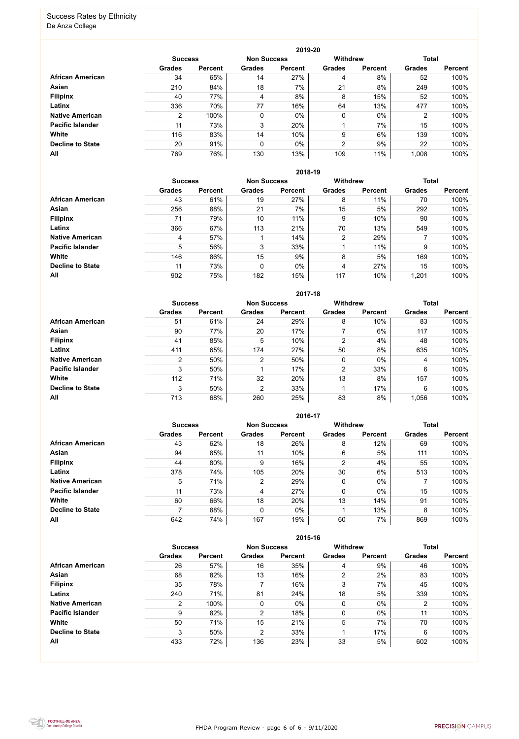# Success Rates by Ethnicity

De Anza College

## 2019-20

| | Success | | Non Success | | Withdrew | | Total | |
|---|---|---|---|---|---|---|---|---|
| | Grades | Percent | Grades | Percent | Grades | Percent | Grades | Percent |
| **African American** | 34 | 65% | 14 | 27% | 4 | 8% | 52 | 100% |
| **Asian** | 210 | 84% | 18 | 7% | 21 | 8% | 249 | 100% |
| **Filipinx** | 40 | 77% | 4 | 8% | 8 | 15% | 52 | 100% |
| **Latinx** | 336 | 70% | 77 | 16% | 64 | 13% | 477 | 100% |
| **Native American** | 2 | 100% | 0 | 0% | 0 | 0% | 2 | 100% |
| **Pacific Islander** | 11 | 73% | 3 | 20% | 1 | 7% | 15 | 100% |
| **White** | 116 | 83% | 14 | 10% | 9 | 6% | 139 | 100% |
| **Decline to State** | 20 | 91% | 0 | 0% | 2 | 9% | 22 | 100% |
| **All** | 769 | 76% | 130 | 13% | 109 | 11% | 1,008 | 100% |

## 2018-19

| | Success | | Non Success | | Withdrew | | Total | |
|---|---|---|---|---|---|---|---|---|
| | Grades | Percent | Grades | Percent | Grades | Percent | Grades | Percent |
| **African American** | 43 | 61% | 19 | 27% | 8 | 11% | 70 | 100% |
| **Asian** | 256 | 88% | 21 | 7% | 15 | 5% | 292 | 100% |
| **Filipinx** | 71 | 79% | 10 | 11% | 9 | 10% | 90 | 100% |
| **Latinx** | 366 | 67% | 113 | 21% | 70 | 13% | 549 | 100% |
| **Native American** | 4 | 57% | 1 | 14% | 2 | 29% | 7 | 100% |
| **Pacific Islander** | 5 | 56% | 3 | 33% | 1 | 11% | 9 | 100% |
| **White** | 146 | 86% | 15 | 9% | 8 | 5% | 169 | 100% |
| **Decline to State** | 11 | 73% | 0 | 0% | 4 | 27% | 15 | 100% |
| **All** | 902 | 75% | 182 | 15% | 117 | 10% | 1,201 | 100% |

## 2017-18

| | Success | | Non Success | | Withdrew | | Total | |
|---|---|---|---|---|---|---|---|---|
| | Grades | Percent | Grades | Percent | Grades | Percent | Grades | Percent |
| **African American** | 51 | 61% | 24 | 29% | 8 | 10% | 83 | 100% |
| **Asian** | 90 | 77% | 20 | 17% | 7 | 6% | 117 | 100% |
| **Filipinx** | 41 | 85% | 5 | 10% | 2 | 4% | 48 | 100% |
| **Latinx** | 411 | 65% | 174 | 27% | 50 | 8% | 635 | 100% |
| **Native American** | 2 | 50% | 2 | 50% | 0 | 0% | 4 | 100% |
| **Pacific Islander** | 3 | 50% | 1 | 17% | 2 | 33% | 6 | 100% |
| **White** | 112 | 71% | 32 | 20% | 13 | 8% | 157 | 100% |
| **Decline to State** | 3 | 50% | 2 | 33% | 1 | 17% | 6 | 100% |
| **All** | 713 | 68% | 260 | 25% | 83 | 8% | 1,056 | 100% |

## 2016-17

| | Success | | Non Success | | Withdrew | | Total | |
|---|---|---|---|---|---|---|---|---|
| | Grades | Percent | Grades | Percent | Grades | Percent | Grades | Percent |
| **African American** | 43 | 62% | 18 | 26% | 8 | 12% | 69 | 100% |
| **Asian** | 94 | 85% | 11 | 10% | 6 | 5% | 111 | 100% |
| **Filipinx** | 44 | 80% | 9 | 16% | 2 | 4% | 55 | 100% |
| **Latinx** | 378 | 74% | 105 | 20% | 30 | 6% | 513 | 100% |
| **Native American** | 5 | 71% | 2 | 29% | 0 | 0% | 7 | 100% |
| **Pacific Islander** | 11 | 73% | 4 | 27% | 0 | 0% | 15 | 100% |
| **White** | 60 | 66% | 18 | 20% | 13 | 14% | 91 | 100% |
| **Decline to State** | 7 | 88% | 0 | 0% | 1 | 13% | 8 | 100% |
| **All** | 642 | 74% | 167 | 19% | 60 | 7% | 869 | 100% |

## 2015-16

| | Success | | Non Success | | Withdrew | | Total | |
|---|---|---|---|---|---|---|---|---|
| | Grades | Percent | Grades | Percent | Grades | Percent | Grades | Percent |
| **African American** | 26 | 57% | 16 | 35% | 4 | 9% | 46 | 100% |
| **Asian** | 68 | 82% | 13 | 16% | 2 | 2% | 83 | 100% |
| **Filipinx** | 35 | 78% | 7 | 16% | 3 | 7% | 45 | 100% |
| **Latinx** | 240 | 71% | 81 | 24% | 18 | 5% | 339 | 100% |
| **Native American** | 2 | 100% | 0 | 0% | 0 | 0% | 2 | 100% |
| **Pacific Islander** | 9 | 82% | 2 | 18% | 0 | 0% | 11 | 100% |
| **White** | 50 | 71% | 15 | 21% | 5 | 7% | 70 | 100% |
| **Decline to State** | 3 | 50% | 2 | 33% | 1 | 17% | 6 | 100% |
| **All** | 433 | 72% | 136 | 23% | 33 | 5% | 602 | 100% |